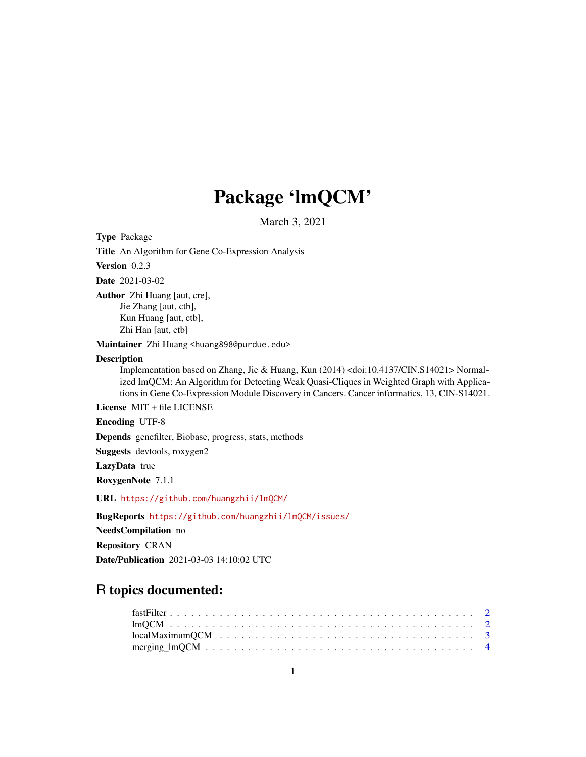# Package 'lmQCM'

March 3, 2021

**Type** Package

**Title** An Algorithm for Gene Co-Expression Analysis

**Version** 0.2.3

**Date** 2021-03-02

**Author** Zhi Huang [aut, cre],
Jie Zhang [aut, ctb],
Kun Huang [aut, ctb],
Zhi Han [aut, ctb]

**Maintainer** Zhi Huang <huang898@purdue.edu>

**Description**
Implementation based on Zhang, Jie & Huang, Kun (2014) <doi:10.4137/CIN.S14021> Normalized lmQCM: An Algorithm for Detecting Weak Quasi-Cliques in Weighted Graph with Applications in Gene Co-Expression Module Discovery in Cancers. Cancer informatics, 13, CIN-S14021.

**License** MIT + file LICENSE

**Encoding** UTF-8

**Depends** genefilter, Biobase, progress, stats, methods

**Suggests** devtools, roxygen2

**LazyData** true

**RoxygenNote** 7.1.1

**URL** https://github.com/huangzhii/lmQCM/

**BugReports** https://github.com/huangzhii/lmQCM/issues/

**NeedsCompilation** no

**Repository** CRAN

**Date/Publication** 2021-03-03 14:10:02 UTC

## R topics documented:

- fastFilter . . . . . . . . . . . . . . . . . . . . . . . . . . . . . . . . . . . . . . . 2
- lmQCM . . . . . . . . . . . . . . . . . . . . . . . . . . . . . . . . . . . . . . . 2
- localMaximumQCM . . . . . . . . . . . . . . . . . . . . . . . . . . . . . . . . . . . 3
- merging_lmQCM . . . . . . . . . . . . . . . . . . . . . . . . . . . . . . . . . . . 4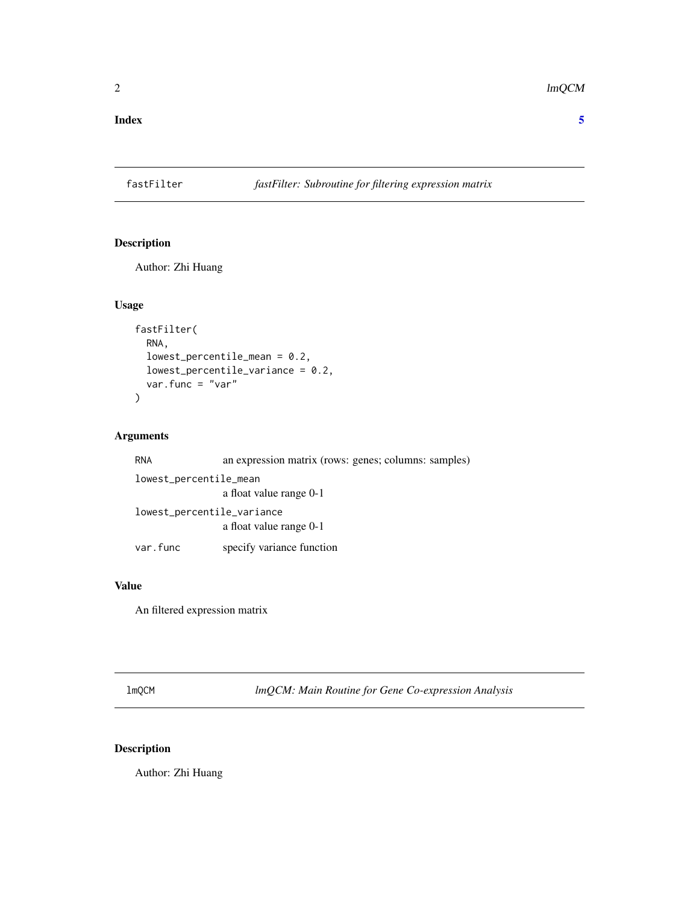**Index** **5**

## fastFilter — *fastFilter: Subroutine for filtering expression matrix*

### Description

Author: Zhi Huang

### Usage

```
fastFilter(
  RNA,
  lowest_percentile_mean = 0.2,
  lowest_percentile_variance = 0.2,
  var.func = "var"
)
```

### Arguments

| Argument | Description |
| --- | --- |
| `RNA` | an expression matrix (rows: genes; columns: samples) |
| `lowest_percentile_mean` | a float value range 0-1 |
| `lowest_percentile_variance` | a float value range 0-1 |
| `var.func` | specify variance function |

### Value

An filtered expression matrix

## lmQCM — *lmQCM: Main Routine for Gene Co-expression Analysis*

### Description

Author: Zhi Huang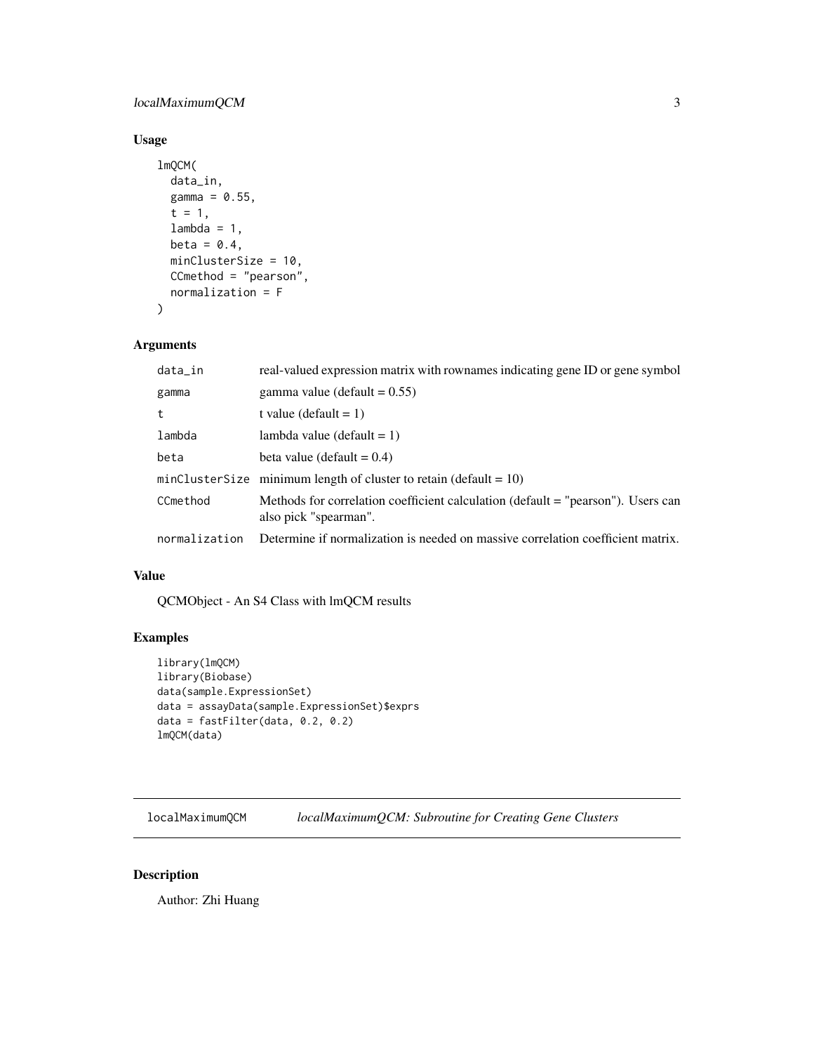## Usage

```
lmQCM(
  data_in,
  gamma = 0.55,
  t = 1,
  lambda = 1,
  beta = 0.4,
  minClusterSize = 10,
  CCmethod = "pearson",
  normalization = F
)
```

## Arguments

| | |
|---|---|
| `data_in` | real-valued expression matrix with rownames indicating gene ID or gene symbol |
| `gamma` | gamma value (default = 0.55) |
| `t` | t value (default = 1) |
| `lambda` | lambda value (default = 1) |
| `beta` | beta value (default = 0.4) |
| `minClusterSize` | minimum length of cluster to retain (default = 10) |
| `CCmethod` | Methods for correlation coefficient calculation (default = "pearson"). Users can also pick "spearman". |
| `normalization` | Determine if normalization is needed on massive correlation coefficient matrix. |

## Value

QCMObject - An S4 Class with lmQCM results

## Examples

```
library(lmQCM)
library(Biobase)
data(sample.ExpressionSet)
data = assayData(sample.ExpressionSet)$exprs
data = fastFilter(data, 0.2, 0.2)
lmQCM(data)
```

---

# `localMaximumQCM` *localMaximumQCM: Subroutine for Creating Gene Clusters*

## Description

Author: Zhi Huang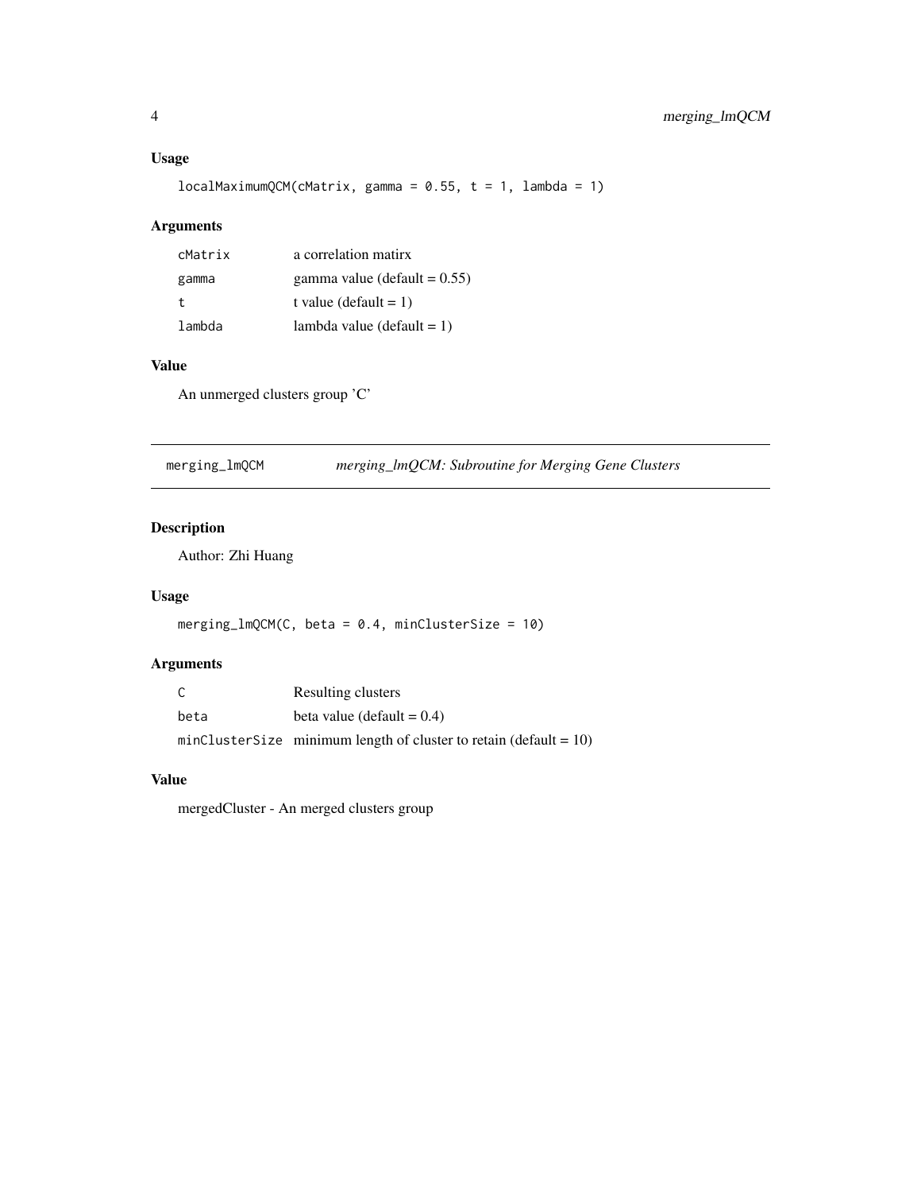### Usage

```
localMaximumQCM(cMatrix, gamma = 0.55, t = 1, lambda = 1)
```

### Arguments

| | |
|---|---|
| cMatrix | a correlation matirx |
| gamma | gamma value (default = 0.55) |
| t | t value (default = 1) |
| lambda | lambda value (default = 1) |

### Value

An unmerged clusters group 'C'

---

## merging_lmQCM — *merging_lmQCM: Subroutine for Merging Gene Clusters*

### Description

Author: Zhi Huang

### Usage

```
merging_lmQCM(C, beta = 0.4, minClusterSize = 10)
```

### Arguments

| | |
|---|---|
| C | Resulting clusters |
| beta | beta value (default = 0.4) |
| minClusterSize | minimum length of cluster to retain (default = 10) |

### Value

mergedCluster - An merged clusters group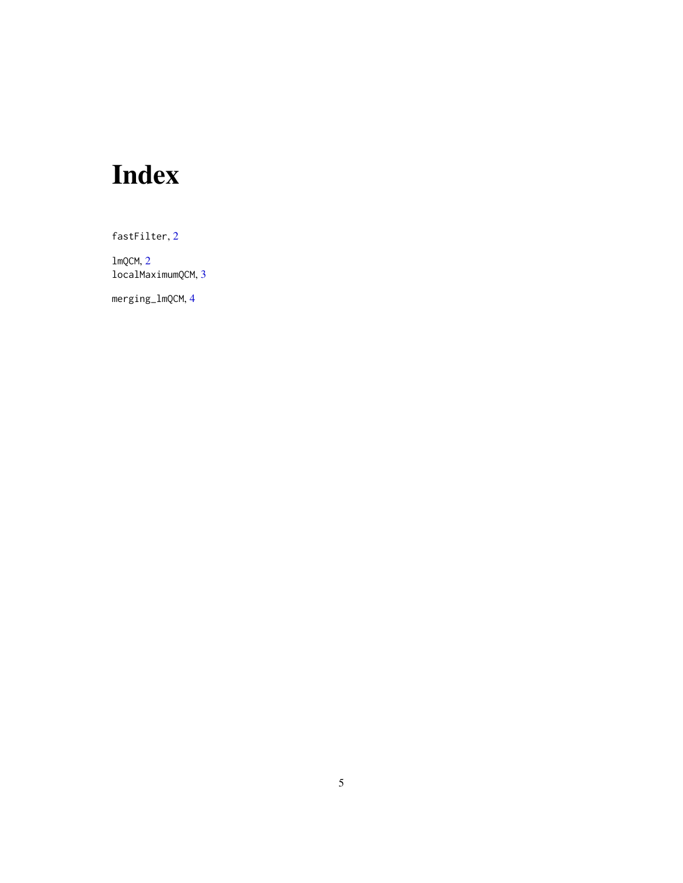# Index

fastFilter, 2

lmQCM, 2
localMaximumQCM, 3

merging_lmQCM, 4